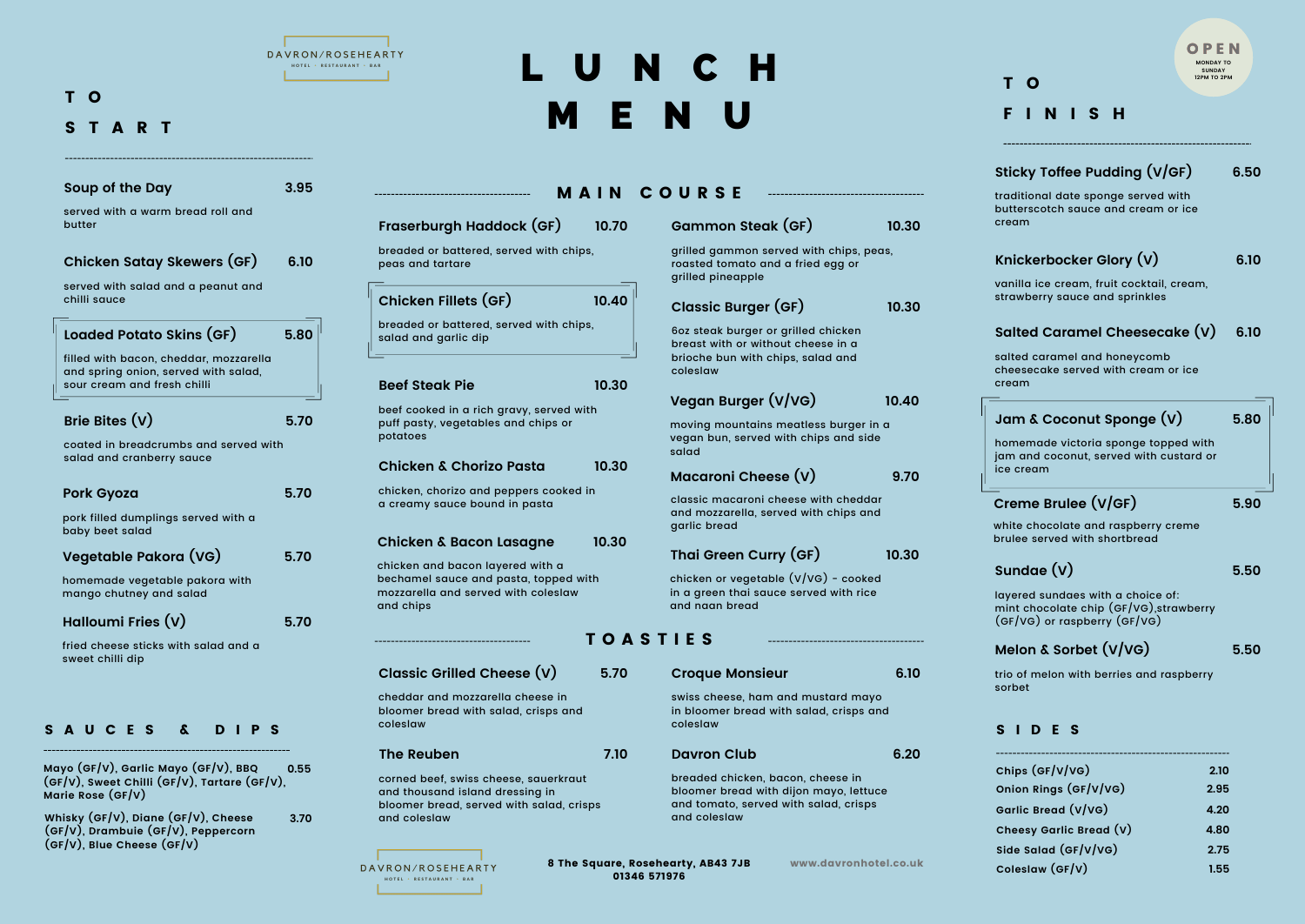DAVRON/ROSEHEARTY
HOTEL · RESTAURANT · BAR

# LUNCH MENU

OPEN
MONDAY TO SUNDAY
12PM TO 2PM

## TO START

**Soup of the Day** — 3.95

served with a warm bread roll and butter

**Chicken Satay Skewers (GF)** — 6.10

served with salad and a peanut and chilli sauce

**Loaded Potato Skins (GF)** — 5.80

filled with bacon, cheddar, mozzarella and spring onion, served with salad, sour cream and fresh chilli

**Brie Bites (V)** — 5.70

coated in breadcrumbs and served with salad and cranberry sauce

**Pork Gyoza** — 5.70

pork filled dumplings served with a baby beet salad

**Vegetable Pakora (VG)** — 5.70

homemade vegetable pakora with mango chutney and salad

**Halloumi Fries (V)** — 5.70

fried cheese sticks with salad and a sweet chilli dip

## SAUCES & DIPS

Mayo (GF/V), Garlic Mayo (GF/V), BBQ (GF/V), Sweet Chilli (GF/V), Tartare (GF/V), Marie Rose (GF/V) — 0.55

Whisky (GF/V), Diane (GF/V), Cheese (GF/V), Drambuie (GF/V), Peppercorn (GF/V), Blue Cheese (GF/V) — 3.70

## MAIN COURSE

**Fraserburgh Haddock (GF)** — 10.70

breaded or battered, served with chips, peas and tartare

**Chicken Fillets (GF)** — 10.40

breaded or battered, served with chips, salad and garlic dip

**Beef Steak Pie** — 10.30

beef cooked in a rich gravy, served with puff pasty, vegetables and chips or potatoes

**Chicken & Chorizo Pasta** — 10.30

chicken, chorizo and peppers cooked in a creamy sauce bound in pasta

**Chicken & Bacon Lasagne** — 10.30

chicken and bacon layered with a bechamel sauce and pasta, topped with mozzarella and served with coleslaw and chips

**Gammon Steak (GF)** — 10.30

grilled gammon served with chips, peas, roasted tomato and a fried egg or grilled pineapple

**Classic Burger (GF)** — 10.30

6oz steak burger or grilled chicken breast with or without cheese in a brioche bun with chips, salad and coleslaw

**Vegan Burger (V/VG)** — 10.40

moving mountains meatless burger in a vegan bun, served with chips and side salad

**Macaroni Cheese (V)** — 9.70

classic macaroni cheese with cheddar and mozzarella, served with chips and garlic bread

**Thai Green Curry (GF)** — 10.30

chicken or vegetable (V/VG) - cooked in a green thai sauce served with rice and naan bread

## TOASTIES

**Classic Grilled Cheese (V)** — 5.70

cheddar and mozzarella cheese in bloomer bread with salad, crisps and coleslaw

**The Reuben** — 7.10

corned beef, swiss cheese, sauerkraut and thousand island dressing in bloomer bread, served with salad, crisps and coleslaw

**Croque Monsieur** — 6.10

swiss cheese, ham and mustard mayo in bloomer bread with salad, crisps and coleslaw

**Davron Club** — 6.20

breaded chicken, bacon, cheese in bloomer bread with dijon mayo, lettuce and tomato, served with salad, crisps and coleslaw

## TO FINISH

**Sticky Toffee Pudding (V/GF)** — 6.50

traditional date sponge served with butterscotch sauce and cream or ice cream

**Knickerbocker Glory (V)** — 6.10

vanilla ice cream, fruit cocktail, cream, strawberry sauce and sprinkles

**Salted Caramel Cheesecake (V)** — 6.10

salted caramel and honeycomb cheesecake served with cream or ice cream

**Jam & Coconut Sponge (V)** — 5.80

homemade victoria sponge topped with jam and coconut, served with custard or ice cream

**Creme Brulee (V/GF)** — 5.90

white chocolate and raspberry creme brulee served with shortbread

**Sundae (V)** — 5.50

layered sundaes with a choice of: mint chocolate chip (GF/VG), strawberry (GF/VG) or raspberry (GF/VG)

**Melon & Sorbet (V/VG)** — 5.50

trio of melon with berries and raspberry sorbet

## SIDES

| Item | Price |
|---|---|
| Chips (GF/V/VG) | 2.10 |
| Onion Rings (GF/V/VG) | 2.95 |
| Garlic Bread (V/VG) | 4.20 |
| Cheesy Garlic Bread (V) | 4.80 |
| Side Salad (GF/V/VG) | 2.75 |
| Coleslaw (GF/V) | 1.55 |

DAVRON/ROSEHEARTY
HOTEL · RESTAURANT · BAR

8 The Square, Rosehearty, AB43 7JB
01346 571976

www.davronhotel.co.uk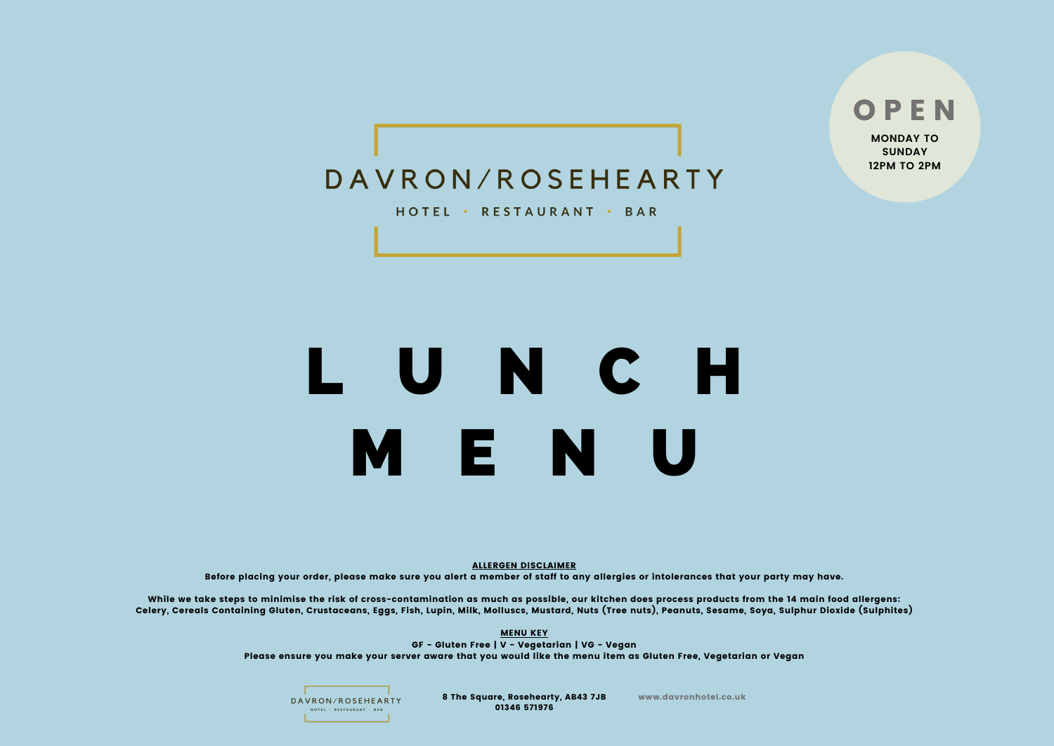# DAVRON/ROSEHEARTY

HOTEL • RESTAURANT • BAR

**OPEN**

MONDAY TO SUNDAY
12PM TO 2PM

# LUNCH MENU

**ALLERGEN DISCLAIMER**

**Before placing your order, please make sure you alert a member of staff to any allergies or intolerances that your party may have.**

**While we take steps to minimise the risk of cross-contamination as much as possible, our kitchen does process products from the 14 main food allergens: Celery, Cereals Containing Gluten, Crustaceans, Eggs, Fish, Lupin, Milk, Molluscs, Mustard, Nuts (Tree nuts), Peanuts, Sesame, Soya, Sulphur Dioxide (Sulphites)**

**MENU KEY**

**GF - Gluten Free | V - Vegetarian | VG - Vegan**

**Please ensure you make your server aware that you would like the menu item as Gluten Free, Vegetarian or Vegan**

DAVRON/ROSEHEARTY
HOTEL • RESTAURANT • BAR

8 The Square, Rosehearty, AB43 7JB
01346 571976

www.davronhotel.co.uk